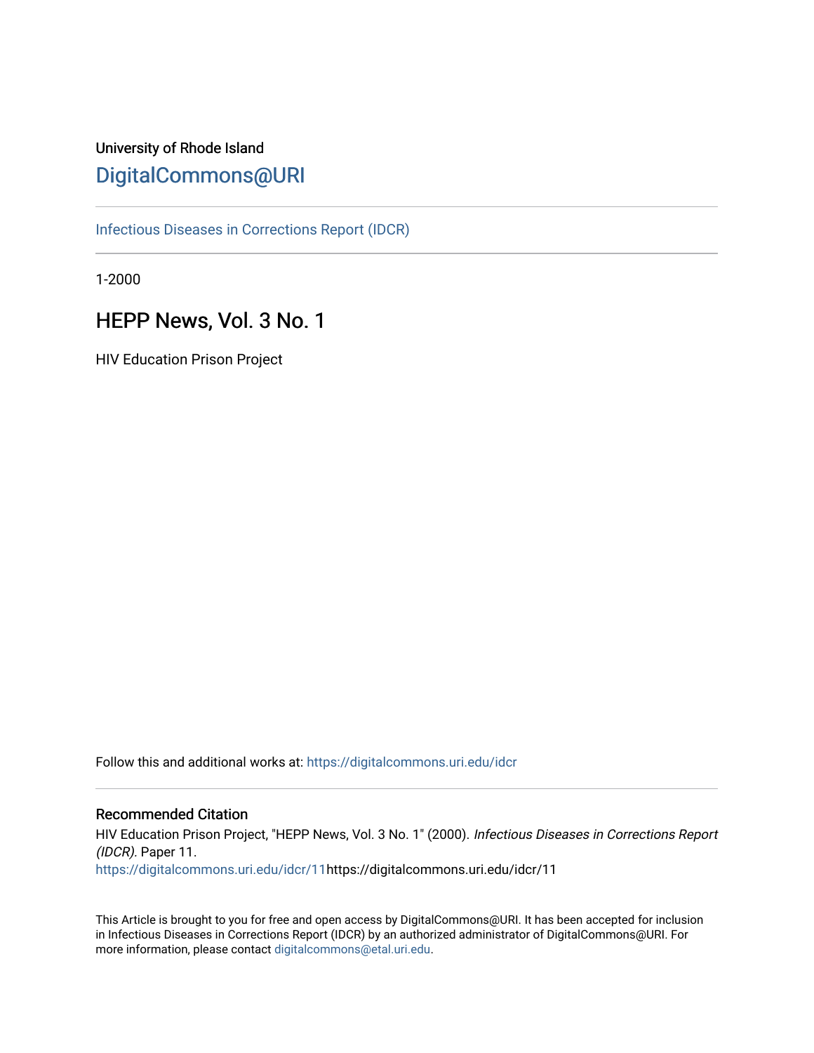University of Rhode Island

# DigitalCommons@URI

Infectious Diseases in Corrections Report (IDCR)

1-2000

## HEPP News, Vol. 3 No. 1

HIV Education Prison Project

Follow this and additional works at: https://digitalcommons.uri.edu/idcr

### Recommended Citation

HIV Education Prison Project, "HEPP News, Vol. 3 No. 1" (2000). *Infectious Diseases in Corrections Report (IDCR).* Paper 11.
https://digitalcommons.uri.edu/idcr/11https://digitalcommons.uri.edu/idcr/11

This Article is brought to you for free and open access by DigitalCommons@URI. It has been accepted for inclusion in Infectious Diseases in Corrections Report (IDCR) by an authorized administrator of DigitalCommons@URI. For more information, please contact digitalcommons@etal.uri.edu.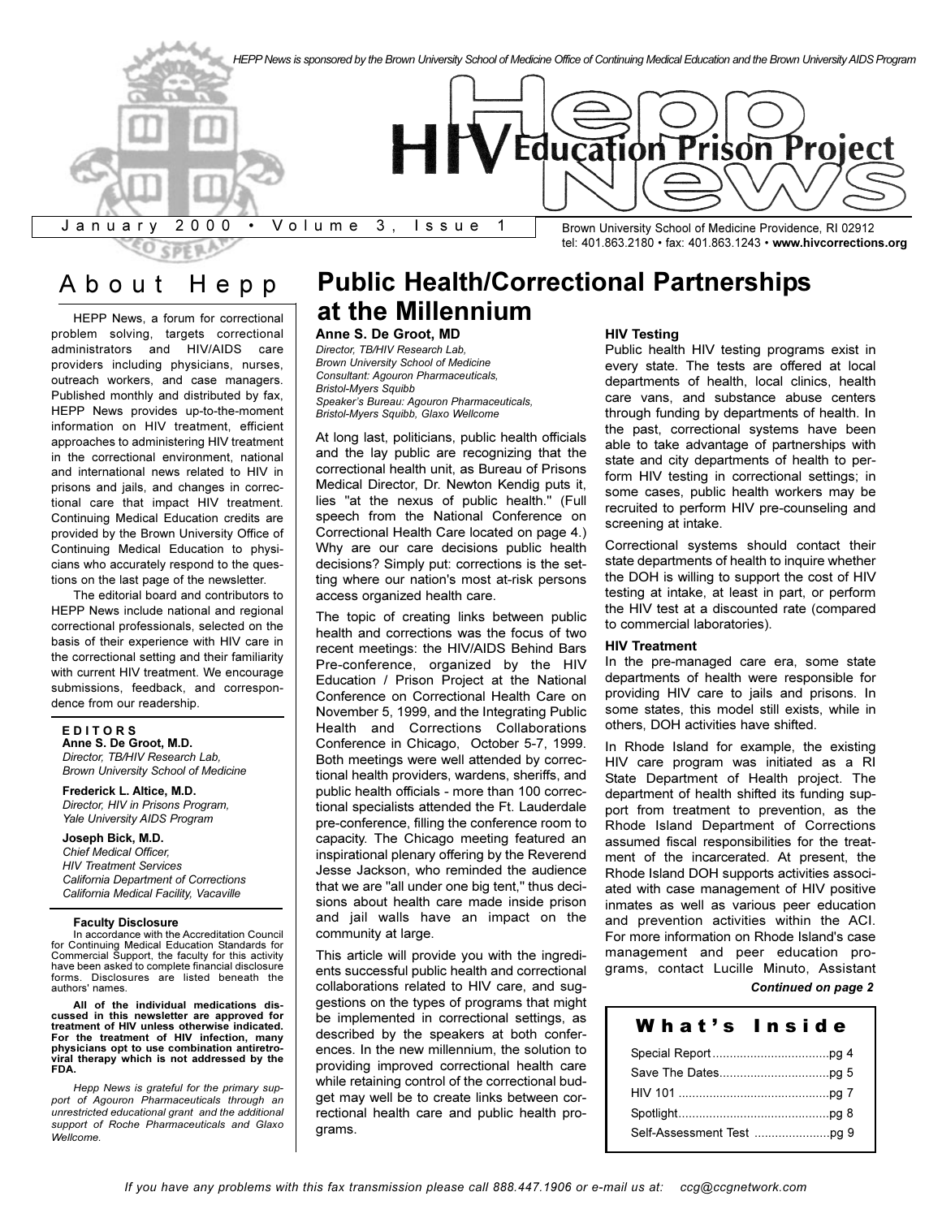HEPP News is sponsored by the Brown University School of Medicine Office of Continuing Medical Education and the Brown University AIDS Program

# HIV Education Prison Project News

January 2000 • Volume 3, Issue 1

Brown University School of Medicine Providence, RI 02912
tel: 401.863.2180 • fax: 401.863.1243 • **www.hivcorrections.org**

## About Hepp

HEPP News, a forum for correctional problem solving, targets correctional administrators and HIV/AIDS care providers including physicians, nurses, outreach workers, and case managers. Published monthly and distributed by fax, HEPP News provides up-to-the-moment information on HIV treatment, efficient approaches to administering HIV treatment in the correctional environment, national and international news related to HIV in prisons and jails, and changes in correctional care that impact HIV treatment. Continuing Medical Education credits are provided by the Brown University Office of Continuing Medical Education to physicians who accurately respond to the questions on the last page of the newsletter.

The editorial board and contributors to HEPP News include national and regional correctional professionals, selected on the basis of their experience with HIV care in the correctional setting and their familiarity with current HIV treatment. We encourage submissions, feedback, and correspondence from our readership.

**EDITORS**

**Anne S. De Groot, M.D.**
*Director, TB/HIV Research Lab,*
*Brown University School of Medicine*

**Frederick L. Altice, M.D.**
*Director, HIV in Prisons Program,*
*Yale University AIDS Program*

**Joseph Bick, M.D.**
*Chief Medical Officer,*
*HIV Treatment Services*
*California Department of Corrections*
*California Medical Facility, Vacaville*

**Faculty Disclosure**

In accordance with the Accreditation Council for Continuing Medical Education Standards for Commercial Support, the faculty for this activity have been asked to complete financial disclosure forms. Disclosures are listed beneath the authors' names.

**All of the individual medications discussed in this newsletter are approved for treatment of HIV unless otherwise indicated. For the treatment of HIV infection, many physicians opt to use combination antiretroviral therapy which is not addressed by the FDA.**

*Hepp News is grateful for the primary support of Agouron Pharmaceuticals through an unrestricted educational grant and the additional support of Roche Pharmaceuticals and Glaxo Wellcome.*

## Public Health/Correctional Partnerships at the Millennium

**Anne S. De Groot, MD**
*Director, TB/HIV Research Lab,*
*Brown University School of Medicine*
*Consultant: Agouron Pharmaceuticals,*
*Bristol-Myers Squibb*
*Speaker's Bureau: Agouron Pharmaceuticals,*
*Bristol-Myers Squibb, Glaxo Wellcome*

At long last, politicians, public health officials and the lay public are recognizing that the correctional health unit, as Bureau of Prisons Medical Director, Dr. Newton Kendig puts it, lies "at the nexus of public health." (Full speech from the National Conference on Correctional Health Care located on page 4.) Why are our care decisions public health decisions? Simply put: corrections is the setting where our nation's most at-risk persons access organized health care.

The topic of creating links between public health and corrections was the focus of two recent meetings: the HIV/AIDS Behind Bars Pre-conference, organized by the HIV Education / Prison Project at the National Conference on Correctional Health Care on November 5, 1999, and the Integrating Public Health and Corrections Collaborations Conference in Chicago, October 5-7, 1999. Both meetings were well attended by correctional health providers, wardens, sheriffs, and public health officials - more than 100 correctional specialists attended the Ft. Lauderdale pre-conference, filling the conference room to capacity. The Chicago meeting featured an inspirational plenary offering by the Reverend Jesse Jackson, who reminded the audience that we are "all under one big tent," thus decisions about health care made inside prison and jail walls have an impact on the community at large.

This article will provide you with the ingredients successful public health and correctional collaborations related to HIV care, and suggestions on the types of programs that might be implemented in correctional settings, as described by the speakers at both conferences. In the new millennium, the solution to providing improved correctional health care while retaining control of the correctional budget may well be to create links between correctional health care and public health programs.

**HIV Testing**

Public health HIV testing programs exist in every state. The tests are offered at local departments of health, local clinics, health care vans, and substance abuse centers through funding by departments of health. In the past, correctional systems have been able to take advantage of partnerships with state and city departments of health to perform HIV testing in correctional settings; in some cases, public health workers may be recruited to perform HIV pre-counseling and screening at intake.

Correctional systems should contact their state departments of health to inquire whether the DOH is willing to support the cost of HIV testing at intake, at least in part, or perform the HIV test at a discounted rate (compared to commercial laboratories).

**HIV Treatment**

In the pre-managed care era, some state departments of health were responsible for providing HIV care to jails and prisons. In some states, this model still exists, while in others, DOH activities have shifted.

In Rhode Island for example, the existing HIV care program was initiated as a RI State Department of Health project. The department of health shifted its funding support from treatment to prevention, as the Rhode Island Department of Corrections assumed fiscal responsibilities for the treatment of the incarcerated. At present, the Rhode Island DOH supports activities associated with case management of HIV positive inmates as well as various peer education and prevention activities within the ACI. For more information on Rhode Island's case management and peer education programs, contact Lucille Minuto, Assistant

***Continued on page 2***

**What's Inside**

- Special Report .................................. pg 4
- Save The Dates................................ pg 5
- HIV 101 ............................................ pg 7
- Spotlight............................................ pg 8
- Self-Assessment Test ...................... pg 9

*If you have any problems with this fax transmission please call 888.447.1906 or e-mail us at: ccg@ccgnetwork.com*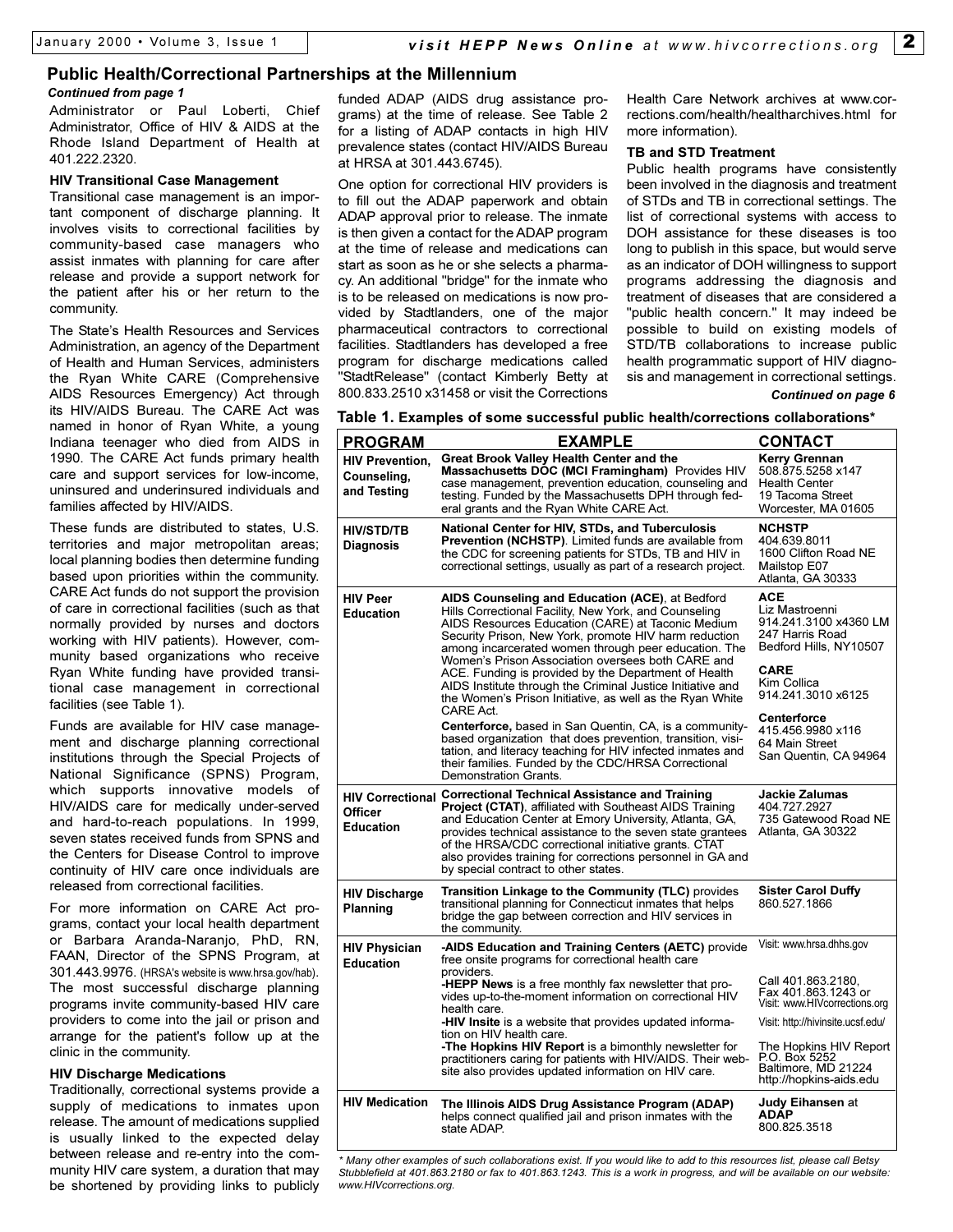## Public Health/Correctional Partnerships at the Millennium

*Continued from page 1*

Administrator or Paul Loberti, Chief Administrator, Office of HIV & AIDS at the Rhode Island Department of Health at 401.222.2320.

### HIV Transitional Case Management

Transitional case management is an important component of discharge planning. It involves visits to correctional facilities by community-based case managers who assist inmates with planning for care after release and provide a support network for the patient after his or her return to the community.

The State's Health Resources and Services Administration, an agency of the Department of Health and Human Services, administers the Ryan White CARE (Comprehensive AIDS Resources Emergency) Act through its HIV/AIDS Bureau. The CARE Act was named in honor of Ryan White, a young Indiana teenager who died from AIDS in 1990. The CARE Act funds primary health care and support services for low-income, uninsured and underinsured individuals and families affected by HIV/AIDS.

These funds are distributed to states, U.S. territories and major metropolitan areas; local planning bodies then determine funding based upon priorities within the community. CARE Act funds do not support the provision of care in correctional facilities (such as that normally provided by nurses and doctors working with HIV patients). However, community based organizations who receive Ryan White funding have provided transitional case management in correctional facilities (see Table 1).

Funds are available for HIV case management and discharge planning correctional institutions through the Special Projects of National Significance (SPNS) Program, which supports innovative models of HIV/AIDS care for medically under-served and hard-to-reach populations. In 1999, seven states received funds from SPNS and the Centers for Disease Control to improve continuity of HIV care once individuals are released from correctional facilities.

For more information on CARE Act programs, contact your local health department or Barbara Aranda-Naranjo, PhD, RN, FAAN, Director of the SPNS Program, at 301.443.9976. (HRSA's website is www.hrsa.gov/hab). The most successful discharge planning programs invite community-based HIV care providers to come into the jail or prison and arrange for the patient's follow up at the clinic in the community.

### HIV Discharge Medications

Traditionally, correctional systems provide a supply of medications to inmates upon release. The amount of medications supplied is usually linked to the expected delay between release and re-entry into the community HIV care system, a duration that may be shortened by providing links to publicly funded ADAP (AIDS drug assistance programs) at the time of release. See Table 2 for a listing of ADAP contacts in high HIV prevalence states (contact HIV/AIDS Bureau at HRSA at 301.443.6745).

One option for correctional HIV providers is to fill out the ADAP paperwork and obtain ADAP approval prior to release. The inmate is then given a contact for the ADAP program at the time of release and medications can start as soon as he or she selects a pharmacy. An additional "bridge" for the inmate who is to be released on medications is now provided by Stadtlanders, one of the major pharmaceutical contractors to correctional facilities. Stadtlanders has developed a free program for discharge medications called "StadtRelease" (contact Kimberly Betty at 800.833.2510 x31458 or visit the Corrections Health Care Network archives at www.corrections.com/health/healtharchives.html for more information).

### TB and STD Treatment

Public health programs have consistently been involved in the diagnosis and treatment of STDs and TB in correctional settings. The list of correctional systems with access to DOH assistance for these diseases is too long to publish in this space, but would serve as an indicator of DOH willingness to support programs addressing the diagnosis and treatment of diseases that are considered a "public health concern." It may indeed be possible to build on existing models of STD/TB collaborations to increase public health programmatic support of HIV diagnosis and management in correctional settings.

*Continued on page 6*

**Table 1. Examples of some successful public health/corrections collaborations***

| PROGRAM | EXAMPLE | CONTACT |
|---|---|---|
| **HIV Prevention, Counseling, and Testing** | **Great Brook Valley Health Center and the Massachusetts DOC (MCI Framingham)** Provides HIV case management, prevention education, counseling and testing. Funded by the Massachusetts DPH through federal grants and the Ryan White CARE Act. | **Kerry Grennan** 508.875.5258 x147 Health Center 19 Tacoma Street Worcester, MA 01605 |
| **HIV/STD/TB Diagnosis** | **National Center for HIV, STDs, and Tuberculosis Prevention (NCHSTP)**. Limited funds are available from the CDC for screening patients for STDs, TB and HIV in correctional settings, usually as part of a research project. | **NCHSTP** 404.639.8011 1600 Clifton Road NE Mailstop E07 Atlanta, GA 30333 |
| **HIV Peer Education** | **AIDS Counseling and Education (ACE)**, at Bedford Hills Correctional Facility, New York, and Counseling AIDS Resources Education (CARE) at Taconic Medium Security Prison, New York, promote HIV harm reduction among incarcerated women through peer education. The Women's Prison Association oversees both CARE and ACE. Funding is provided by the Department of Health AIDS Institute through the Criminal Justice Initiative and the Women's Prison Initiative, as well as the Ryan White CARE Act. | **ACE** Liz Mastroenni 914.241.3100 x4360 LM 247 Harris Road Bedford Hills, NY10507 **CARE** Kim Collica 914.241.3010 x6125 |
| | **Centerforce,** based in San Quentin, CA, is a community-based organization that does prevention, transition, visitation, and literacy teaching for HIV infected inmates and their families. Funded by the CDC/HRSA Correctional Demonstration Grants. | **Centerforce** 415.456.9980 x116 64 Main Street San Quentin, CA 94964 |
| **HIV Correctional Officer Education** | **Correctional Technical Assistance and Training Project (CTAT)**, affiliated with Southeast AIDS Training and Education Center at Emory University, Atlanta, GA, provides technical assistance to the seven state grantees of the HRSA/CDC correctional initiative grants. CTAT also provides training for corrections personnel in GA and by special contract to other states. | **Jackie Zalumas** 404.727.2927 735 Gatewood Road NE Atlanta, GA 30322 |
| **HIV Discharge Planning** | **Transition Linkage to the Community (TLC)** provides transitional planning for Connecticut inmates that helps bridge the gap between correction and HIV services in the community. | **Sister Carol Duffy** 860.527.1866 |
| **HIV Physician Education** | **-AIDS Education and Training Centers (AETC)** provide free onsite programs for correctional health care providers. | Visit: www.hrsa.dhhs.gov |
| | **-HEPP News** is a free monthly fax newsletter that provides up-to-the-moment information on correctional HIV health care. | Call 401.863.2180, Fax 401.863.1243 or Visit: www.HIVcorrections.org |
| | **-HIV Insite** is a website that provides updated information on HIV health care. | Visit: http://hivinsite.ucsf.edu/ |
| | **-The Hopkins HIV Report** is a bimonthly newsletter for practitioners caring for patients with HIV/AIDS. Their website also provides updated information on HIV care. | The Hopkins HIV Report P.O. Box 5252 Baltimore, MD 21224 http://hopkins-aids.edu |
| **HIV Medication** | **The Illinois AIDS Drug Assistance Program (ADAP)** helps connect qualified jail and prison inmates with the state ADAP. | **Judy Eihansen** at **ADAP** 800.825.3518 |

*\* Many other examples of such collaborations exist. If you would like to add to this resources list, please call Betsy Stubblefield at 401.863.2180 or fax to 401.863.1243. This is a work in progress, and will be available on our website: www.HIVcorrections.org.*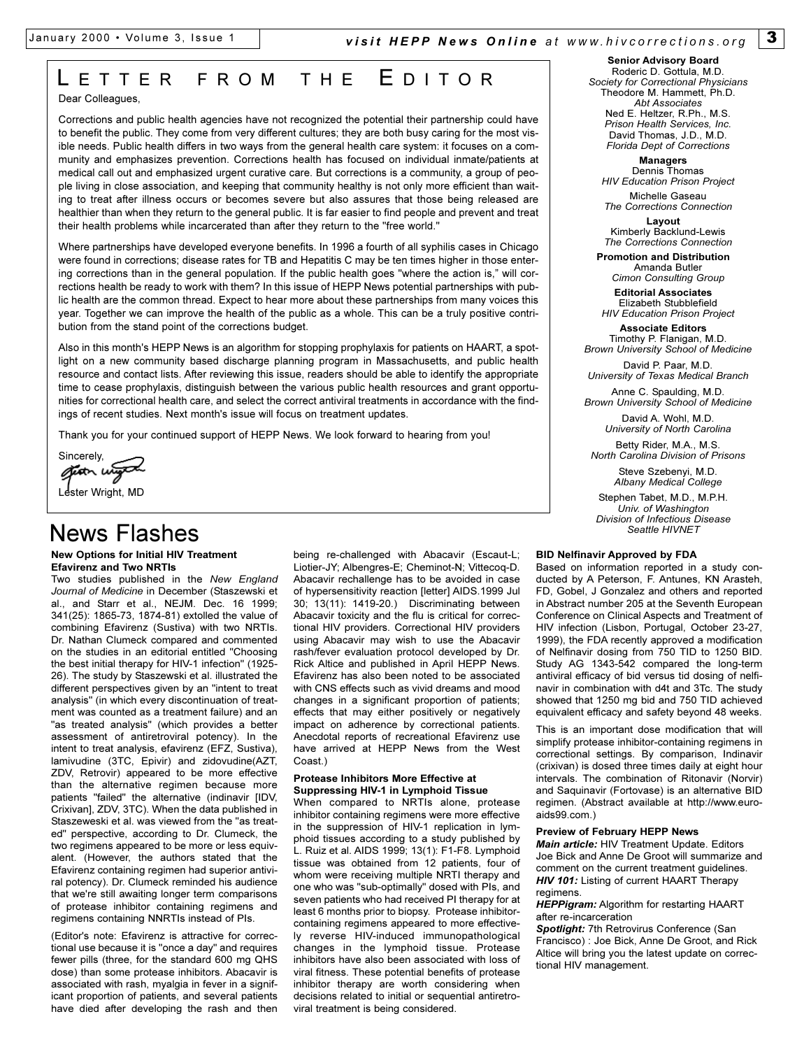# Letter from the Editor

Dear Colleagues,

Corrections and public health agencies have not recognized the potential their partnership could have to benefit the public. They come from very different cultures; they are both busy caring for the most visible needs. Public health differs in two ways from the general health care system: it focuses on a community and emphasizes prevention. Corrections health has focused on individual inmate/patients at medical call out and emphasized urgent curative care. But corrections is a community, a group of people living in close association, and keeping that community healthy is not only more efficient than waiting to treat after illness occurs or becomes severe but also assures that those being released are healthier than when they return to the general public. It is far easier to find people and prevent and treat their health problems while incarcerated than after they return to the "free world."

Where partnerships have developed everyone benefits. In 1996 a fourth of all syphilis cases in Chicago were found in corrections; disease rates for TB and Hepatitis C may be ten times higher in those entering corrections than in the general population. If the public health goes "where the action is," will corrections health be ready to work with them? In this issue of HEPP News potential partnerships with public health are the common thread. Expect to hear more about these partnerships from many voices this year. Together we can improve the health of the public as a whole. This can be a truly positive contribution from the stand point of the corrections budget.

Also in this month's HEPP News is an algorithm for stopping prophylaxis for patients on HAART, a spotlight on a new community based discharge planning program in Massachusetts, and public health resource and contact lists. After reviewing this issue, readers should be able to identify the appropriate time to cease prophylaxis, distinguish between the various public health resources and grant opportunities for correctional health care, and select the correct antiviral treatments in accordance with the findings of recent studies. Next month's issue will focus on treatment updates.

Thank you for your continued support of HEPP News. We look forward to hearing from you!

Sincerely,

Lester Wright, MD

**Senior Advisory Board**
Roderic D. Gottula, M.D.
*Society for Correctional Physicians*
Theodore M. Hammett, Ph.D.
*Abt Associates*
Ned E. Heltzer, R.Ph., M.S.
*Prison Health Services, Inc.*
David Thomas, J.D., M.D.
*Florida Dept of Corrections*

**Managers**
Dennis Thomas
*HIV Education Prison Project*
Michelle Gaseau
*The Corrections Connection*

**Layout**
Kimberly Backlund-Lewis
*The Corrections Connection*

**Promotion and Distribution**
Amanda Butler
*Cimon Consulting Group*

**Editorial Associates**
Elizabeth Stubblefield
*HIV Education Prison Project*

**Associate Editors**
Timothy P. Flanigan, M.D.
*Brown University School of Medicine*
David P. Paar, M.D.
*University of Texas Medical Branch*
Anne C. Spaulding, M.D.
*Brown University School of Medicine*
David A. Wohl, M.D.
*University of North Carolina*
Betty Rider, M.A., M.S.
*North Carolina Division of Prisons*
Steve Szebenyi, M.D.
*Albany Medical College*
Stephen Tabet, M.D., M.P.H.
*Univ. of Washington*
*Division of Infectious Disease*
*Seattle HIVNET*

# News Flashes

**New Options for Initial HIV Treatment Efavirenz and Two NRTIs**

Two studies published in the *New England Journal of Medicine* in December (Staszewski et al., and Starr et al., NEJM. Dec. 16 1999; 341(25): 1865-73, 1874-81) extolled the value of combining Efavirenz (Sustiva) with two NRTIs. Dr. Nathan Clumeck compared and commented on the studies in an editorial entitled "Choosing the best initial therapy for HIV-1 infection" (1925-26). The study by Staszewski et al. illustrated the different perspectives given by an "intent to treat analysis" (in which every discontinuation of treatment was counted as a treatment failure) and an "as treated analysis" (which provides a better assessment of antiretroviral potency). In the intent to treat analysis, efavirenz (EFZ, Sustiva), lamivudine (3TC, Epivir) and zidovudine(AZT, ZDV, Retrovir) appeared to be more effective than the alternative regimen because more patients "failed" the alternative (indinavir [IDV, Crixivan], ZDV, 3TC). When the data published in Staszeweski et al. was viewed from the "as treated" perspective, according to Dr. Clumeck, the two regimens appeared to be more or less equivalent. (However, the authors stated that the Efavirenz containing regimen had superior antiviral potency). Dr. Clumeck reminded his audience that we're still awaiting longer term comparisons of protease inhibitor containing regimens and regimens containing NNRTIs instead of PIs.

(Editor's note: Efavirenz is attractive for correctional use because it is "once a day" and requires fewer pills (three, for the standard 600 mg QHS dose) than some protease inhibitors. Abacavir is associated with rash, myalgia in fever in a significant proportion of patients, and several patients have died after developing the rash and then being re-challenged with Abacavir (Escaut-L; Liotier-JY; Albengres-E; Cheminot-N; Vittecoq-D. Abacavir rechallenge has to be avoided in case of hypersensitivity reaction [letter] AIDS.1999 Jul 30; 13(11): 1419-20.) Discriminating between Abacavir toxicity and the flu is critical for correctional HIV providers. Correctional HIV providers using Abacavir may wish to use the Abacavir rash/fever evaluation protocol developed by Dr. Rick Altice and published in April HEPP News. Efavirenz has also been noted to be associated with CNS effects such as vivid dreams and mood changes in a significant proportion of patients; effects that may either positively or negatively impact on adherence by correctional patients. Anecdotal reports of recreational Efavirenz use have arrived at HEPP News from the West Coast.)

**Protease Inhibitors More Effective at Suppressing HIV-1 in Lymphoid Tissue**

When compared to NRTIs alone, protease inhibitor containing regimens were more effective in the suppression of HIV-1 replication in lymphoid tissues according to a study published by L. Ruiz et al. AIDS 1999; 13(1): F1-F8. Lymphoid tissue was obtained from 12 patients, four of whom were receiving multiple NRTI therapy and one who was "sub-optimally" dosed with PIs, and seven patients who had received PI therapy for at least 6 months prior to biopsy. Protease inhibitor-containing regimens appeared to more effectively reverse HIV-induced immunopathological changes in the lymphoid tissue. Protease inhibitors have also been associated with loss of viral fitness. These potential benefits of protease inhibitor therapy are worth considering when decisions related to initial or sequential antiretroviral treatment is being considered.

**BID Nelfinavir Approved by FDA**

Based on information reported in a study conducted by A Peterson, F. Antunes, KN Arasteh, FD, Gobel, J Gonzalez and others and reported in Abstract number 205 at the Seventh European Conference on Clinical Aspects and Treatment of HIV infection (Lisbon, Portugal, October 23-27, 1999), the FDA recently approved a modification of Nelfinavir dosing from 750 TID to 1250 BID. Study AG 1343-542 compared the long-term antiviral efficacy of bid versus tid dosing of nelfinavir in combination with d4t and 3Tc. The study showed that 1250 mg bid and 750 TID achieved equivalent efficacy and safety beyond 48 weeks.

This is an important dose modification that will simplify protease inhibitor-containing regimens in correctional settings. By comparison, Indinavir (crixivan) is dosed three times daily at eight hour intervals. The combination of Ritonavir (Norvir) and Saquinavir (Fortovase) is an alternative BID regimen. (Abstract available at http://www.euro-aids99.com.)

**Preview of February HEPP News**

***Main article:*** HIV Treatment Update. Editors Joe Bick and Anne De Groot will summarize and comment on the current treatment guidelines.

***HIV 101:*** Listing of current HAART Therapy regimens.

***HEPPigram:*** Algorithm for restarting HAART after re-incarceration

***Spotlight:*** 7th Retrovirus Conference (San Francisco) : Joe Bick, Anne De Groot, and Rick Altice will bring you the latest update on correctional HIV management.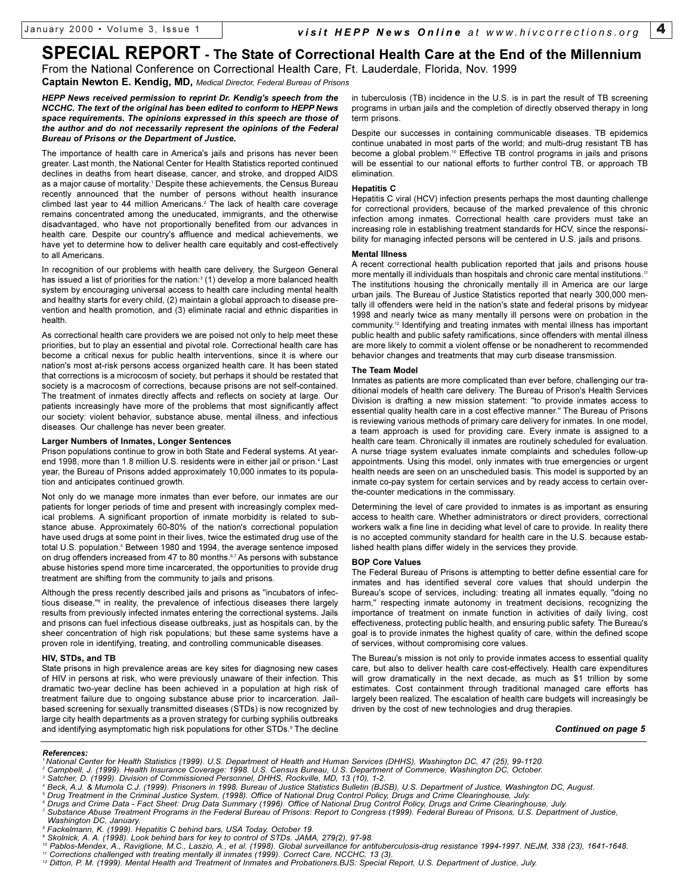# SPECIAL REPORT - The State of Correctional Health Care at the End of the Millennium

From the National Conference on Correctional Health Care, Ft. Lauderdale, Florida, Nov. 1999

**Captain Newton E. Kendig, MD,** *Medical Director, Federal Bureau of Prisons*

***HEPP News received permission to reprint Dr. Kendig's speech from the NCCHC. The text of the original has been edited to conform to HEPP News space requirements. The opinions expressed in this speech are those of the author and do not necessarily represent the opinions of the Federal Bureau of Prisons or the Department of Justice.***

The importance of health care in America's jails and prisons has never been greater. Last month, the National Center for Health Statistics reported continued declines in deaths from heart disease, cancer, and stroke, and dropped AIDS as a major cause of mortality.[1] Despite these achievements, the Census Bureau recently announced that the number of persons without health insurance climbed last year to 44 million Americans.[2] The lack of health care coverage remains concentrated among the uneducated, immigrants, and the otherwise disadvantaged, who have not proportionally benefited from our advances in health care. Despite our country's affluence and medical achievements, we have yet to determine how to deliver health care equitably and cost-effectively to all Americans.

In recognition of our problems with health care delivery, the Surgeon General has issued a list of priorities for the nation:[3] (1) develop a more balanced health system by encouraging universal access to health care including mental health and healthy starts for every child, (2) maintain a global approach to disease prevention and health promotion, and (3) eliminate racial and ethnic disparities in health.

As correctional health care providers we are poised not only to help meet these priorities, but to play an essential and pivotal role. Correctional health care has become a critical nexus for public health interventions, since it is where our nation's most at-risk persons access organized health care. It has been stated that corrections is a microcosm of society, but perhaps it should be restated that society is a macrocosm of corrections, because prisons are not self-contained. The treatment of inmates directly affects and reflects on society at large. Our patients increasingly have more of the problems that most significantly affect our society: violent behavior, substance abuse, mental illness, and infectious diseases. Our challenge has never been greater.

**Larger Numbers of Inmates, Longer Sentences**

Prison populations continue to grow in both State and Federal systems. At year-end 1998, more than 1.8 million U.S. residents were in either jail or prison.[4] Last year, the Bureau of Prisons added approximately 10,000 inmates to its population and anticipates continued growth.

Not only do we manage more inmates than ever before, our inmates are our patients for longer periods of time and present with increasingly complex medical problems. A significant proportion of inmate morbidity is related to substance abuse. Approximately 60-80% of the nation's correctional population have used drugs at some point in their lives, twice the estimated drug use of the total U.S. population.[5] Between 1980 and 1994, the average sentence imposed on drug offenders increased from 47 to 80 months.[6,7] As persons with substance abuse histories spend more time incarcerated, the opportunities to provide drug treatment are shifting from the community to jails and prisons.

Although the press recently described jails and prisons as "incubators of infectious disease,"[8] in reality, the prevalence of infectious diseases there largely results from previously infected inmates entering the correctional systems. Jails and prisons can fuel infectious disease outbreaks, just as hospitals can, by the sheer concentration of high risk populations; but these same systems have a proven role in identifying, treating, and controlling communicable diseases.

**HIV, STDs, and TB**

State prisons in high prevalence areas are key sites for diagnosing new cases of HIV in persons at risk, who were previously unaware of their infection. This dramatic two-year decline has been achieved in a population at high risk of treatment failure due to ongoing substance abuse prior to incarceration. Jail-based screening for sexually transmitted diseases (STDs) is now recognized by large city health departments as a proven strategy for curbing syphilis outbreaks and identifying asymptomatic high risk populations for other STDs.[9] The decline in tuberculosis (TB) incidence in the U.S. is in part the result of TB screening programs in urban jails and the completion of directly observed therapy in long term prisons.

Despite our successes in containing communicable diseases. TB epidemics continue unabated in most parts of the world; and multi-drug resistant TB has become a global problem.[10] Effective TB control programs in jails and prisons will be essential to our national efforts to further control TB, or approach TB elimination.

**Hepatitis C**

Hepatitis C viral (HCV) infection presents perhaps the most daunting challenge for correctional providers, because of the marked prevalence of this chronic infection among inmates. Correctional health care providers must take an increasing role in establishing treatment standards for HCV, since the responsibility for managing infected persons will be centered in U.S. jails and prisons.

**Mental Illness**

A recent correctional health publication reported that jails and prisons house more mentally ill individuals than hospitals and chronic care mental institutions.[11] The institutions housing the chronically mentally ill in America are our large urban jails. The Bureau of Justice Statistics reported that nearly 300,000 mentally ill offenders were held in the nation's state and federal prisons by midyear 1998 and nearly twice as many mentally ill persons were on probation in the community.[12] Identifying and treating inmates with mental illness has important public health and public safety ramifications, since offenders with mental illness are more likely to commit a violent offense or be nonadherent to recommended behavior changes and treatments that may curb disease transmission.

**The Team Model**

Inmates as patients are more complicated than ever before, challenging our traditional models of health care delivery. The Bureau of Prison's Health Services Division is drafting a new mission statement: "to provide inmates access to essential quality health care in a cost effective manner." The Bureau of Prisons is reviewing various methods of primary care delivery for inmates. In one model, a team approach is used for providing care. Every inmate is assigned to a health care team. Chronically ill inmates are routinely scheduled for evaluation. A nurse triage system evaluates inmate complaints and schedules follow-up appointments. Using this model, only inmates with true emergencies or urgent health needs are seen on an unscheduled basis. This model is supported by an inmate co-pay system for certain services and by ready access to certain over-the-counter medications in the commissary.

Determining the level of care provided to inmates is as important as ensuring access to health care. Whether administrators or direct providers, correctional workers walk a fine line in deciding what level of care to provide. In reality there is no accepted community standard for health care in the U.S. because established health plans differ widely in the services they provide.

**BOP Core Values**

The Federal Bureau of Prisons is attempting to better define essential care for inmates and has identified several core values that should underpin the Bureau's scope of services, including: treating all inmates equally, "doing no harm," respecting inmate autonomy in treatment decisions, recognizing the importance of treatment on inmate function in activities of daily living, cost effectiveness, protecting public health, and ensuring public safety. The Bureau's goal is to provide inmates the highest quality of care, within the defined scope of services, without compromising core values.

The Bureau's mission is not only to provide inmates access to essential quality care, but also to deliver health care cost-effectively. Health care expenditures will grow dramatically in the next decade, as much as $1 trillion by some estimates. Cost containment through traditional managed care efforts has largely been realized. The escalation of health care budgets will increasingly be driven by the cost of new technologies and drug therapies.

***Continued on page 5***

***References:***

*[1] National Center for Health Statistics (1999). U.S. Department of Health and Human Services (DHHS), Washington DC, 47 (25), 99-1120.*
*[2] Campbell, J. (1999). Health Insurance Coverage: 1998. U.S. Census Bureau, U.S. Department of Commerce, Washington DC, October.*
*[3] Satcher, D. (1999). Division of Commissioned Personnel, DHHS, Rockville, MD, 13 (10), 1-2.*
*[4] Beck, A.J. & Mumola C.J. (1999). Prisoners in 1998. Bureau of Justice Statistics Bulletin (BJSB), U.S. Department of Justice, Washington DC, August.*
*[5] Drug Treatment in the Criminal Justice System, (1998). Office of National Drug Control Policy, Drugs and Crime Clearinghouse, July.*
*[6] Drugs and Crime Data - Fact Sheet: Drug Data Summary (1996). Office of National Drug Control Policy, Drugs and Crime Clearinghouse, July.*
*[7] Substance Abuse Treatment Programs in the Federal Bureau of Prisons: Report to Congress (1999). Federal Bureau of Prisons, U.S. Department of Justice, Washington DC, January.*
*[8] Fackelmann, K. (1999). Hepatitis C behind bars, USA Today, October 19.*
*[9] Skolnick, A. A. (1998). Look behind bars for key to control of STDs. JAMA, 279(2), 97-98.*
*[10] Pablos-Mendez, A., Raviglione, M.C., Laszio, A., et al. (1998). Global surveillance for antituberculosis-drug resistance 1994-1997. NEJM, 338 (23), 1641-1648.*
*[11] Corrections challenged with treating mentally ill inmates (1999). Correct Care, NCCHC, 13 (3).*
*[12] Ditton, P. M. (1999). Mental Health and Treatment of Inmates and Probationers.BJS: Special Report, U.S. Department of Justice, July.*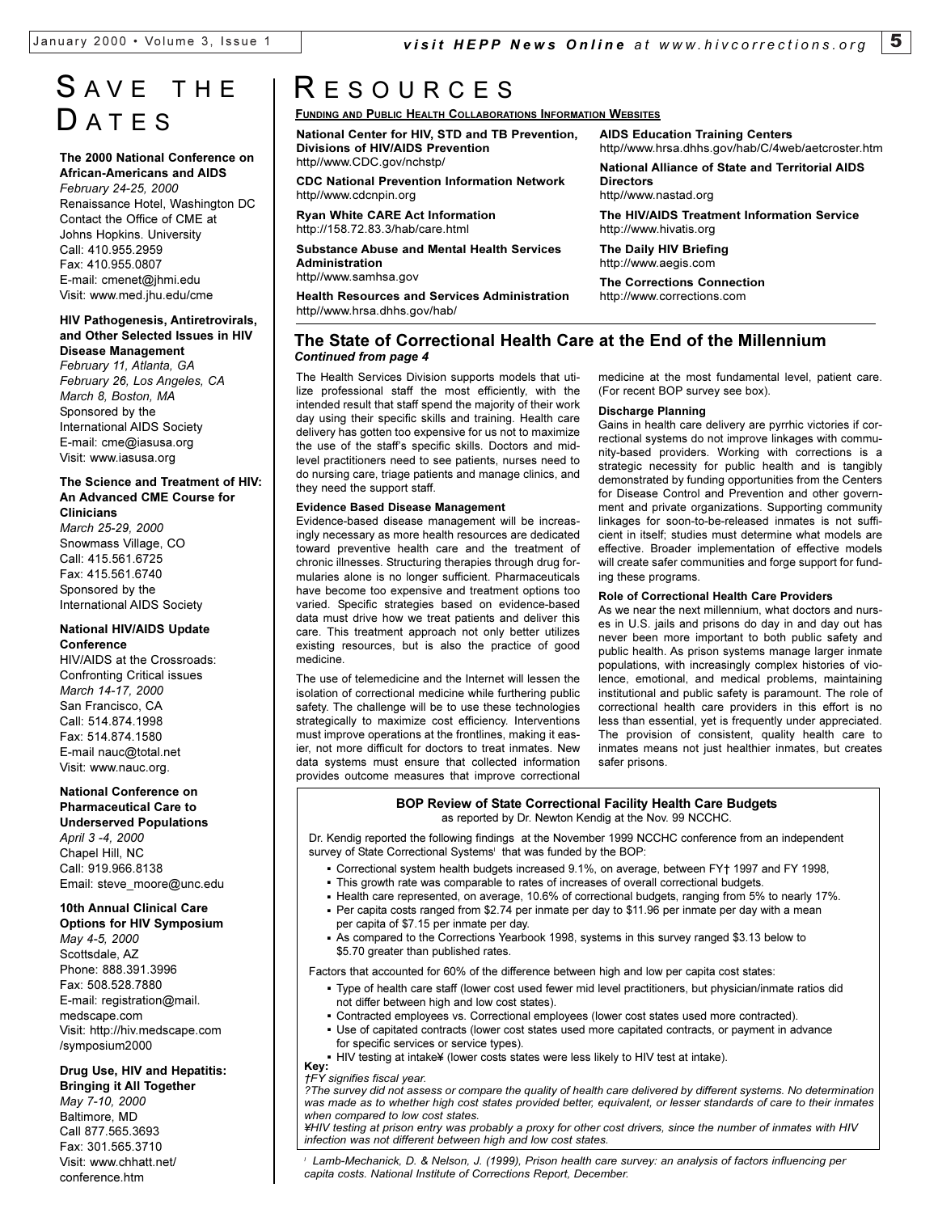# SAVE THE DATES

**The 2000 National Conference on African-Americans and AIDS**
*February 24-25, 2000*
Renaissance Hotel, Washington DC
Contact the Office of CME at Johns Hopkins. University
Call: 410.955.2959
Fax: 410.955.0807
E-mail: cmenet@jhmi.edu
Visit: www.med.jhu.edu/cme

**HIV Pathogenesis, Antiretrovirals, and Other Selected Issues in HIV Disease Management**
*February 11, Atlanta, GA*
*February 26, Los Angeles, CA*
*March 8, Boston, MA*
Sponsored by the International AIDS Society
E-mail: cme@iasusa.org
Visit: www.iasusa.org

**The Science and Treatment of HIV: An Advanced CME Course for Clinicians**
*March 25-29, 2000*
Snowmass Village, CO
Call: 415.561.6725
Fax: 415.561.6740
Sponsored by the International AIDS Society

**National HIV/AIDS Update Conference**
HIV/AIDS at the Crossroads: Confronting Critical issues
*March 14-17, 2000*
San Francisco, CA
Call: 514.874.1998
Fax: 514.874.1580
E-mail nauc@total.net
Visit: www.nauc.org.

**National Conference on Pharmaceutical Care to Underserved Populations**
*April 3 -4, 2000*
Chapel Hill, NC
Call: 919.966.8138
Email: steve_moore@unc.edu

**10th Annual Clinical Care Options for HIV Symposium**
*May 4-5, 2000*
Scottsdale, AZ
Phone: 888.391.3996
Fax: 508.528.7880
E-mail: registration@mail.medscape.com
Visit: http://hiv.medscape.com/symposium2000

**Drug Use, HIV and Hepatitis: Bringing it All Together**
*May 7-10, 2000*
Baltimore, MD
Call 877.565.3693
Fax: 301.565.3710
Visit: www.chhatt.net/conference.htm

# RESOURCES

**FUNDING AND PUBLIC HEALTH COLLABORATIONS INFORMATION WEBSITES**

**National Center for HIV, STD and TB Prevention, Divisions of HIV/AIDS Prevention**
http//www.CDC.gov/nchstp/

**CDC National Prevention Information Network**
http//www.cdcnpin.org

**Ryan White CARE Act Information**
http://158.72.83.3/hab/care.html

**Substance Abuse and Mental Health Services Administration**
http//www.samhsa.gov

**Health Resources and Services Administration**
http//www.hrsa.dhhs.gov/hab/

**AIDS Education Training Centers**
http//www.hrsa.dhhs.gov/hab/C/4web/aetcroster.htm

**National Alliance of State and Territorial AIDS Directors**
http//www.nastad.org

**The HIV/AIDS Treatment Information Service**
http://www.hivatis.org

**The Daily HIV Briefing**
http://www.aegis.com

**The Corrections Connection**
http://www.corrections.com

## The State of Correctional Health Care at the End of the Millennium

*Continued from page 4*

The Health Services Division supports models that utilize professional staff the most efficiently, with the intended result that staff spend the majority of their work day using their specific skills and training. Health care delivery has gotten too expensive for us not to maximize the use of the staff's specific skills. Doctors and mid-level practitioners need to see patients, nurses need to do nursing care, triage patients and manage clinics, and they need the support staff.

### Evidence Based Disease Management

Evidence-based disease management will be increasingly necessary as more health resources are dedicated toward preventive health care and the treatment of chronic illnesses. Structuring therapies through drug formularies alone is no longer sufficient. Pharmaceuticals have become too expensive and treatment options too varied. Specific strategies based on evidence-based data must drive how we treat patients and deliver this care. This treatment approach not only better utilizes existing resources, but is also the practice of good medicine.

The use of telemedicine and the Internet will lessen the isolation of correctional medicine while furthering public safety. The challenge will be to use these technologies strategically to maximize cost efficiency. Interventions must improve operations at the frontlines, making it easier, not more difficult for doctors to treat inmates. New data systems must ensure that collected information provides outcome measures that improve correctional medicine at the most fundamental level, patient care. (For recent BOP survey see box).

### Discharge Planning

Gains in health care delivery are pyrrhic victories if correctional systems do not improve linkages with community-based providers. Working with corrections is a strategic necessity for public health and is tangibly demonstrated by funding opportunities from the Centers for Disease Control and Prevention and other government and private organizations. Supporting community linkages for soon-to-be-released inmates is not sufficient in itself; studies must determine what models are effective. Broader implementation of effective models will create safer communities and forge support for funding these programs.

### Role of Correctional Health Care Providers

As we near the next millennium, what doctors and nurses in U.S. jails and prisons do day in and day out has never been more important to both public safety and public health. As prison systems manage larger inmate populations, with increasingly complex histories of violence, emotional, and medical problems, maintaining institutional and public safety is paramount. The role of correctional health care providers in this effort is no less than essential, yet is frequently under appreciated. The provision of consistent, quality health care to inmates means not just healthier inmates, but creates safer prisons.

### BOP Review of State Correctional Facility Health Care Budgets

as reported by Dr. Newton Kendig at the Nov. 99 NCCHC.

Dr. Kendig reported the following findings at the November 1999 NCCHC conference from an independent survey of State Correctional Systems[i] that was funded by the BOP:

- Correctional system health budgets increased 9.1%, on average, between FY† 1997 and FY 1998,
- This growth rate was comparable to rates of increases of overall correctional budgets.
- Health care represented, on average, 10.6% of correctional budgets, ranging from 5% to nearly 17%.
- Per capita costs ranged from $2.74 per inmate per day to $11.96 per inmate per day with a mean per capita of $7.15 per inmate per day.
- As compared to the Corrections Yearbook 1998, systems in this survey ranged $3.13 below to $5.70 greater than published rates.

Factors that accounted for 60% of the difference between high and low per capita cost states:

- Type of health care staff (lower cost used fewer mid level practitioners, but physician/inmate ratios did not differ between high and low cost states).
- Contracted employees vs. Correctional employees (lower cost states used more contracted).
- Use of capitated contracts (lower cost states used more capitated contracts, or payment in advance for specific services or service types).
- HIV testing at intake¥ (lower costs states were less likely to HIV test at intake).

**Key:**
*†FY signifies fiscal year.*
*?The survey did not assess or compare the quality of health care delivered by different systems. No determination was made as to whether high cost states provided better, equivalent, or lesser standards of care to their inmates when compared to low cost states.*
*¥HIV testing at prison entry was probably a proxy for other cost drivers, since the number of inmates with HIV infection was not different between high and low cost states.*

[i] *Lamb-Mechanick, D. & Nelson, J. (1999), Prison health care survey: an analysis of factors influencing per capita costs. National Institute of Corrections Report, December.*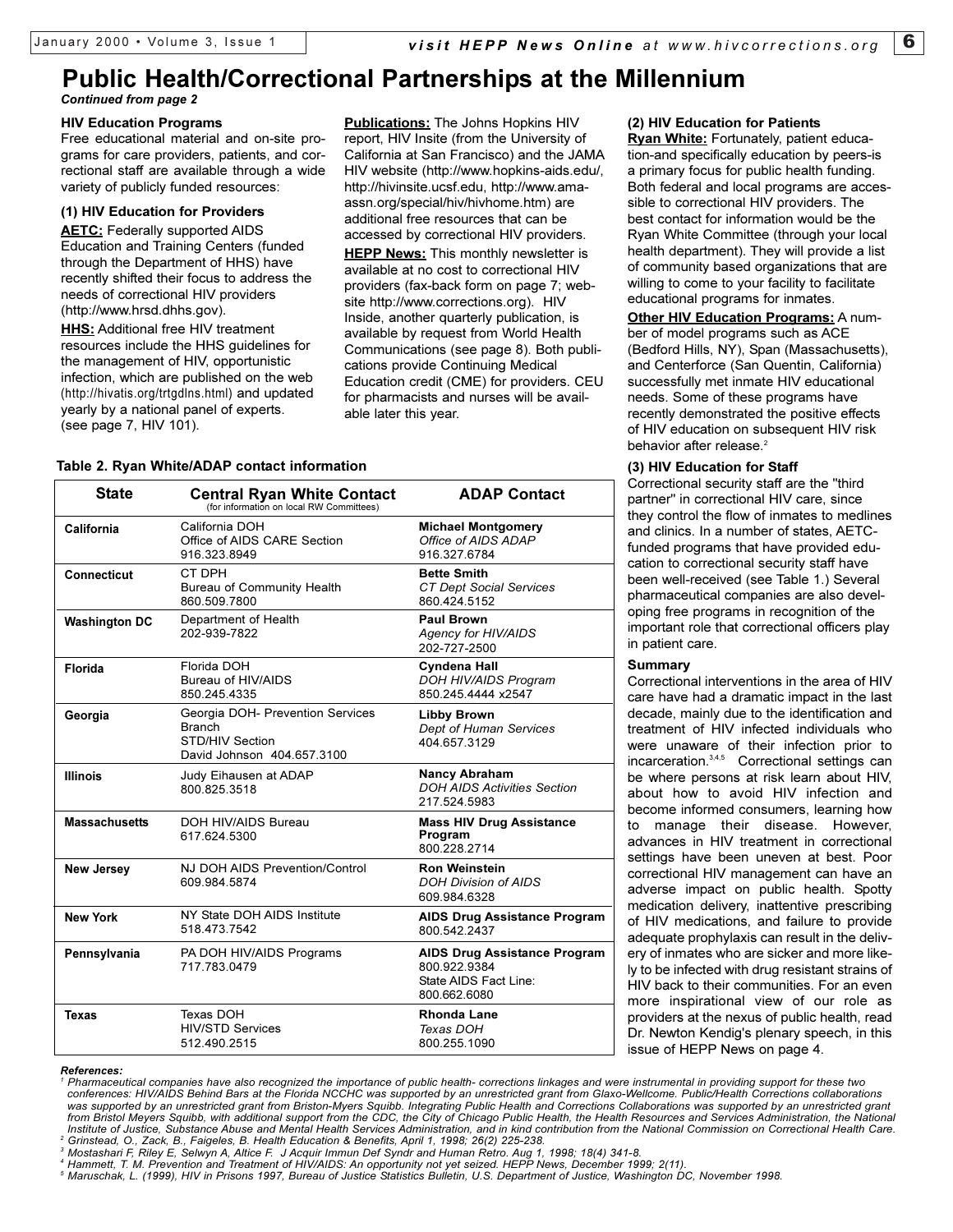# Public Health/Correctional Partnerships at the Millennium

*Continued from page 2*

### HIV Education Programs

Free educational material and on-site programs for care providers, patients, and correctional staff are available through a wide variety of publicly funded resources:

#### (1) HIV Education for Providers

**AETC:** Federally supported AIDS Education and Training Centers (funded through the Department of HHS) have recently shifted their focus to address the needs of correctional HIV providers (http://www.hrsd.dhhs.gov).

**HHS:** Additional free HIV treatment resources include the HHS guidelines for the management of HIV, opportunistic infection, which are published on the web (http://hivatis.org/trtgdlns.html) and updated yearly by a national panel of experts. (see page 7, HIV 101).

**Publications:** The Johns Hopkins HIV report, HIV Insite (from the University of California at San Francisco) and the JAMA HIV website (http://www.hopkins-aids.edu/, http://hivinsite.ucsf.edu, http://www.ama-assn.org/special/hiv/hivhome.htm) are additional free resources that can be accessed by correctional HIV providers.

**HEPP News:** This monthly newsletter is available at no cost to correctional HIV providers (fax-back form on page 7; website http://www.corrections.org). HIV Inside, another quarterly publication, is available by request from World Health Communications (see page 8). Both publications provide Continuing Medical Education credit (CME) for providers. CEU for pharmacists and nurses will be available later this year.

#### (2) HIV Education for Patients

**Ryan White:** Fortunately, patient education-and specifically education by peers-is a primary focus for public health funding. Both federal and local programs are accessible to correctional HIV providers. The best contact for information would be the Ryan White Committee (through your local health department). They will provide a list of community based organizations that are willing to come to your facility to facilitate educational programs for inmates.

**Other HIV Education Programs:** A number of model programs such as ACE (Bedford Hills, NY), Span (Massachusetts), and Centerforce (San Quentin, California) successfully met inmate HIV educational needs. Some of these programs have recently demonstrated the positive effects of HIV education on subsequent HIV risk behavior after release.[2]

#### (3) HIV Education for Staff

Correctional security staff are the "third partner" in correctional HIV care, since they control the flow of inmates to medlines and clinics. In a number of states, AETC-funded programs that have provided education to correctional security staff have been well-received (see Table 1.) Several pharmaceutical companies are also developing free programs in recognition of the important role that correctional officers play in patient care.

### Summary

Correctional interventions in the area of HIV care have had a dramatic impact in the last decade, mainly due to the identification and treatment of HIV infected individuals who were unaware of their infection prior to incarceration.[3,4,5] Correctional settings can be where persons at risk learn about HIV, about how to avoid HIV infection and become informed consumers, learning how to manage their disease. However, advances in HIV treatment in correctional settings have been uneven at best. Poor correctional HIV management can have an adverse impact on public health. Spotty medication delivery, inattentive prescribing of HIV medications, and failure to provide adequate prophylaxis can result in the delivery of inmates who are sicker and more likely to be infected with drug resistant strains of HIV back to their communities. For an even more inspirational view of our role as providers at the nexus of public health, read Dr. Newton Kendig's plenary speech, in this issue of HEPP News on page 4.

**Table 2. Ryan White/ADAP contact information**

| State | Central Ryan White Contact (for information on local RW Committees) | ADAP Contact |
|---|---|---|
| **California** | California DOH<br>Office of AIDS CARE Section<br>916.323.8949 | **Michael Montgomery**<br>*Office of AIDS ADAP*<br>916.327.6784 |
| **Connecticut** | CT DPH<br>Bureau of Community Health<br>860.509.7800 | **Bette Smith**<br>*CT Dept Social Services*<br>860.424.5152 |
| **Washington DC** | Department of Health<br>202-939-7822 | **Paul Brown**<br>*Agency for HIV/AIDS*<br>202-727-2500 |
| **Florida** | Florida DOH<br>Bureau of HIV/AIDS<br>850.245.4335 | **Cyndena Hall**<br>*DOH HIV/AIDS Program*<br>850.245.4444 x2547 |
| **Georgia** | Georgia DOH- Prevention Services Branch<br>STD/HIV Section<br>David Johnson 404.657.3100 | **Libby Brown**<br>*Dept of Human Services*<br>404.657.3129 |
| **Illinois** | Judy Eihausen at ADAP<br>800.825.3518 | **Nancy Abraham**<br>*DOH AIDS Activities Section*<br>217.524.5983 |
| **Massachusetts** | DOH HIV/AIDS Bureau<br>617.624.5300 | **Mass HIV Drug Assistance Program**<br>800.228.2714 |
| **New Jersey** | NJ DOH AIDS Prevention/Control<br>609.984.5874 | **Ron Weinstein**<br>*DOH Division of AIDS*<br>609.984.6328 |
| **New York** | NY State DOH AIDS Institute<br>518.473.7542 | **AIDS Drug Assistance Program**<br>800.542.2437 |
| **Pennsylvania** | PA DOH HIV/AIDS Programs<br>717.783.0479 | **AIDS Drug Assistance Program**<br>800.922.9384<br>State AIDS Fact Line:<br>800.662.6080 |
| **Texas** | Texas DOH<br>HIV/STD Services<br>512.490.2515 | **Rhonda Lane**<br>*Texas DOH*<br>800.255.1090 |

*References:*

*[1] Pharmaceutical companies have also recognized the importance of public health- corrections linkages and were instrumental in providing support for these two conferences: HIV/AIDS Behind Bars at the Florida NCCHC was supported by an unrestricted grant from Glaxo-Wellcome. Public/Health Corrections collaborations was supported by an unrestricted grant from Briston-Myers Squibb. Integrating Public Health and Corrections Collaborations was supported by an unrestricted grant from Bristol Meyers Squibb, with additional support from the CDC, the City of Chicago Public Health, the Health Resources and Services Administration, the National Institute of Justice, Substance Abuse and Mental Health Services Administration, and in kind contribution from the National Commission on Correctional Health Care.*

*[2] Grinstead, O., Zack, B., Faigeles, B. Health Education & Benefits, April 1, 1998; 26(2) 225-238.*

*[3] Mostashari F, Riley E, Selwyn A, Altice F. J Acquir Immun Def Syndr and Human Retro. Aug 1, 1998; 18(4) 341-8.*

*[4] Hammett, T. M. Prevention and Treatment of HIV/AIDS: An opportunity not yet seized. HEPP News, December 1999; 2(11).*

*[5] Maruschak, L. (1999), HIV in Prisons 1997, Bureau of Justice Statistics Bulletin, U.S. Department of Justice, Washington DC, November 1998.*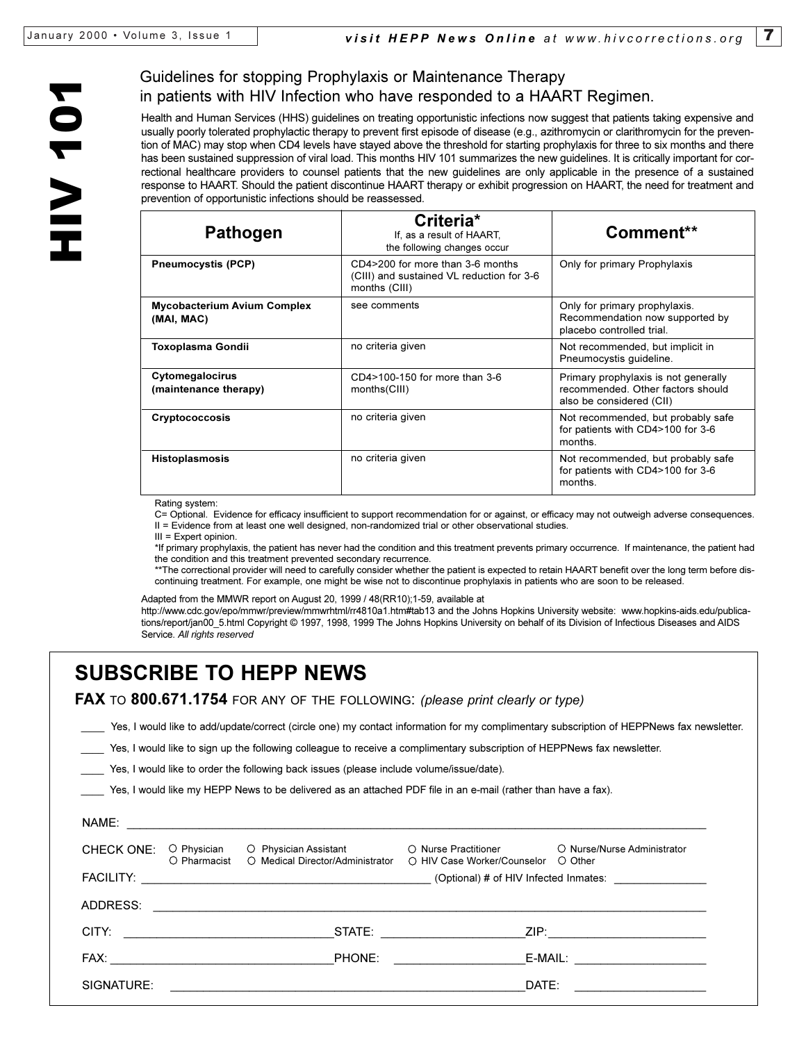# HIV 101

## Guidelines for stopping Prophylaxis or Maintenance Therapy in patients with HIV Infection who have responded to a HAART Regimen.

Health and Human Services (HHS) guidelines on treating opportunistic infections now suggest that patients taking expensive and usually poorly tolerated prophylactic therapy to prevent first episode of disease (e.g., azithromycin or clarithromycin for the prevention of MAC) may stop when CD4 levels have stayed above the threshold for starting prophylaxis for three to six months and there has been sustained suppression of viral load. This months HIV 101 summarizes the new guidelines. It is critically important for correctional healthcare providers to counsel patients that the new guidelines are only applicable in the presence of a sustained response to HAART. Should the patient discontinue HAART therapy or exhibit progression on HAART, the need for treatment and prevention of opportunistic infections should be reassessed.

| Pathogen | Criteria* If, as a result of HAART, the following changes occur | Comment** |
|---|---|---|
| **Pneumocystis (PCP)** | CD4>200 for more than 3-6 months (CIII) and sustained VL reduction for 3-6 months (CIII) | Only for primary Prophylaxis |
| **Mycobacterium Avium Complex (MAI, MAC)** | see comments | Only for primary prophylaxis. Recommendation now supported by placebo controlled trial. |
| **Toxoplasma Gondii** | no criteria given | Not recommended, but implicit in Pneumocystis guideline. |
| **Cytomegalocirus (maintenance therapy)** | CD4>100-150 for more than 3-6 months(CIII) | Primary prophylaxis is not generally recommended. Other factors should also be considered (CII) |
| **Cryptococcosis** | no criteria given | Not recommended, but probably safe for patients with CD4>100 for 3-6 months. |
| **Histoplasmosis** | no criteria given | Not recommended, but probably safe for patients with CD4>100 for 3-6 months. |

Rating system:
C= Optional. Evidence for efficacy insufficient to support recommendation for or against, or efficacy may not outweigh adverse consequences.
II = Evidence from at least one well designed, non-randomized trial or other observational studies.
III = Expert opinion.
*If primary prophylaxis, the patient has never had the condition and this treatment prevents primary occurrence. If maintenance, the patient had the condition and this treatment prevented secondary recurrence.
**The correctional provider will need to carefully consider whether the patient is expected to retain HAART benefit over the long term before discontinuing treatment. For example, one might be wise not to discontinue prophylaxis in patients who are soon to be released.

Adapted from the MMWR report on August 20, 1999 / 48(RR10);1-59, available at http://www.cdc.gov/epo/mmwr/preview/mmwrhtml/rr4810a1.htm#tab13 and the Johns Hopkins University website: www.hopkins-aids.edu/publications/report/jan00_5.html Copyright © 1997, 1998, 1999 The Johns Hopkins University on behalf of its Division of Infectious Diseases and AIDS Service. *All rights reserved*

## SUBSCRIBE TO HEPP NEWS

**FAX** TO **800.671.1754** FOR ANY OF THE FOLLOWING: *(please print clearly or type)*

____ Yes, I would like to add/update/correct (circle one) my contact information for my complimentary subscription of HEPPNews fax newsletter.

____ Yes, I would like to sign up the following colleague to receive a complimentary subscription of HEPPNews fax newsletter.

____ Yes, I would like to order the following back issues (please include volume/issue/date).

____ Yes, I would like my HEPP News to be delivered as an attached PDF file in an e-mail (rather than have a fax).

NAME: ____________________________________________

CHECK ONE: ○ Physician ○ Physician Assistant ○ Nurse Practitioner ○ Nurse/Nurse Administrator ○ Pharmacist ○ Medical Director/Administrator ○ HIV Case Worker/Counselor ○ Other

FACILITY: ______________________ (Optional) # of HIV Infected Inmates: __________

ADDRESS: ____________________________________________

CITY: ______________ STATE: ______________ ZIP: ______________

FAX: ______________ PHONE: ______________ E-MAIL: ______________

SIGNATURE: ______________________ DATE: ______________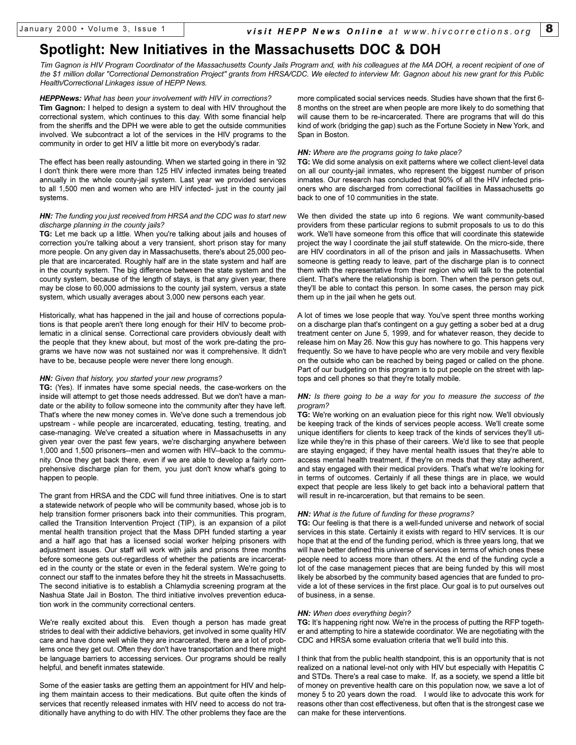# Spotlight: New Initiatives in the Massachusetts DOC & DOH

*Tim Gagnon is HIV Program Coordinator of the Massachusetts County Jails Program and, with his colleagues at the MA DOH, a recent recipient of one of the $1 million dollar "Correctional Demonstration Project" grants from HRSA/CDC. We elected to interview Mr. Gagnon about his new grant for this Public Health/Correctional Linkages issue of HEPP News.*

***HEPPNews:** What has been your involvement with HIV in corrections?*

**Tim Gagnon:** I helped to design a system to deal with HIV throughout the correctional system, which continues to this day. With some financial help from the sheriffs and the DPH we were able to get the outside communities involved. We subcontract a lot of the services in the HIV programs to the community in order to get HIV a little bit more on everybody's radar.

The effect has been really astounding. When we started going in there in '92 I don't think there were more than 125 HIV infected inmates being treated annually in the whole county-jail system. Last year we provided services to all 1,500 men and women who are HIV infected- just in the county jail systems.

***HN:** The funding you just received from HRSA and the CDC was to start new discharge planning in the county jails?*

**TG:** Let me back up a little. When you're talking about jails and houses of correction you're talking about a very transient, short prison stay for many more people. On any given day in Massachusetts, there's about 25,000 people that are incarcerated. Roughly half are in the state system and half are in the county system. The big difference between the state system and the county system, because of the length of stays, is that any given year, there may be close to 60,000 admissions to the county jail system, versus a state system, which usually averages about 3,000 new persons each year.

Historically, what has happened in the jail and house of corrections populations is that people aren't there long enough for their HIV to become problematic in a clinical sense. Correctional care providers obviously dealt with the people that they knew about, but most of the work pre-dating the programs we have now was not sustained nor was it comprehensive. It didn't have to be, because people were never there long enough.

***HN:** Given that history, you started your new programs?*

**TG:** (Yes). If inmates have some special needs, the case-workers on the inside will attempt to get those needs addressed. But we don't have a mandate or the ability to follow someone into the community after they have left. That's where the new money comes in. We've done such a tremendous job upstream - while people are incarcerated, educating, testing, treating, and case-managing. We've created a situation where in Massachusetts in any given year over the past few years, we're discharging anywhere between 1,000 and 1,500 prisoners--men and women with HIV--back to the community. Once they get back there, even if we are able to develop a fairly comprehensive discharge plan for them, you just don't know what's going to happen to people.

The grant from HRSA and the CDC will fund three initiatives. One is to start a statewide network of people who will be community based, whose job is to help transition former prisoners back into their communities. This program, called the Transition Intervention Project (TIP), is an expansion of a pilot mental health transition project that the Mass DPH funded starting a year and a half ago that has a licensed social worker helping prisoners with adjustment issues. Our staff will work with jails and prisons three months before someone gets out-regardless of whether the patients are incarcerated in the county or the state or even in the federal system. We're going to connect our staff to the inmates before they hit the streets in Massachusetts. The second initiative is to establish a Chlamydia screening program at the Nashua State Jail in Boston. The third initiative involves prevention education work in the community correctional centers.

We're really excited about this. Even though a person has made great strides to deal with their addictive behaviors, get involved in some quality HIV care and have done well while they are incarcerated, there are a lot of problems once they get out. Often they don't have transportation and there might be language barriers to accessing services. Our programs should be really helpful, and benefit inmates statewide.

Some of the easier tasks are getting them an appointment for HIV and helping them maintain access to their medications. But quite often the kinds of services that recently released inmates with HIV need to access do not traditionally have anything to do with HIV. The other problems they face are the more complicated social services needs. Studies have shown that the first 6-8 months on the street are when people are more likely to do something that will cause them to be re-incarcerated. There are programs that will do this kind of work (bridging the gap) such as the Fortune Society in New York, and Span in Boston.

***HN:** Where are the programs going to take place?*

**TG:** We did some analysis on exit patterns where we collect client-level data on all our county-jail inmates, who represent the biggest number of prison inmates. Our research has concluded that 90% of all the HIV infected prisoners who are discharged from correctional facilities in Massachusetts go back to one of 10 communities in the state.

We then divided the state up into 6 regions. We want community-based providers from these particular regions to submit proposals to us to do this work. We'll have someone from this office that will coordinate this statewide project the way I coordinate the jail stuff statewide. On the micro-side, there are HIV coordinators in all of the prison and jails in Massachusetts. When someone is getting ready to leave, part of the discharge plan is to connect them with the representative from their region who will talk to the potential client. That's where the relationship is born. Then when the person gets out, they'll be able to contact this person. In some cases, the person may pick them up in the jail when he gets out.

A lot of times we lose people that way. You've spent three months working on a discharge plan that's contingent on a guy getting a sober bed at a drug treatment center on June 5, 1999, and for whatever reason, they decide to release him on May 26. Now this guy has nowhere to go. This happens very frequently. So we have to have people who are very mobile and very flexible on the outside who can be reached by being paged or called on the phone. Part of our budgeting on this program is to put people on the street with laptops and cell phones so that they're totally mobile.

***HN:** Is there going to be a way for you to measure the success of the program?*

**TG:** We're working on an evaluation piece for this right now. We'll obviously be keeping track of the kinds of services people access. We'll create some unique identifiers for clients to keep track of the kinds of services they'll utilize while they're in this phase of their careers. We'd like to see that people are staying engaged; if they have mental health issues that they're able to access mental health treatment, if they're on meds that they stay adherent, and stay engaged with their medical providers. That's what we're looking for in terms of outcomes. Certainly if all these things are in place, we would expect that people are less likely to get back into a behavioral pattern that will result in re-incarceration, but that remains to be seen.

***HN:** What is the future of funding for these programs?*

**TG:** Our feeling is that there is a well-funded universe and network of social services in this state. Certainly it exists with regard to HIV services. It is our hope that at the end of the funding period, which is three years long, that we will have better defined this universe of services in terms of which ones these people need to access more than others. At the end of the funding cycle a lot of the case management pieces that are being funded by this will most likely be absorbed by the community based agencies that are funded to provide a lot of these services in the first place. Our goal is to put ourselves out of business, in a sense.

***HN:** When does everything begin?*

**TG:** It's happening right now. We're in the process of putting the RFP together and attempting to hire a statewide coordinator. We are negotiating with the CDC and HRSA some evaluation criteria that we'll build into this.

I think that from the public health standpoint, this is an opportunity that is not realized on a national level-not only with HIV but especially with Hepatitis C and STDs. There's a real case to make. If, as a society, we spend a little bit of money on preventive health care on this population now, we save a lot of money 5 to 20 years down the road. I would like to advocate this work for reasons other than cost effectiveness, but often that is the strongest case we can make for these interventions.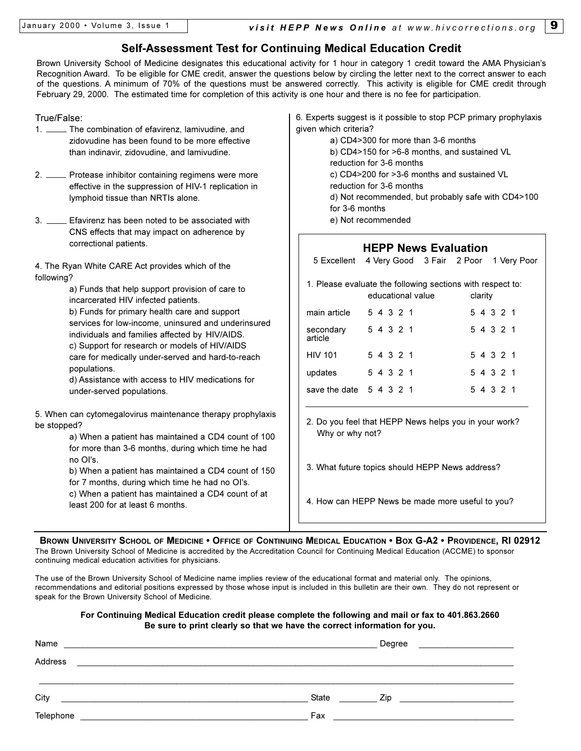## Self-Assessment Test for Continuing Medical Education Credit

Brown University School of Medicine designates this educational activity for 1 hour in category 1 credit toward the AMA Physician's Recognition Award. To be eligible for CME credit, answer the questions below by circling the letter next to the correct answer to each of the questions. A minimum of 70% of the questions must be answered correctly. This activity is eligible for CME credit through February 29, 2000. The estimated time for completion of this activity is one hour and there is no fee for participation.

True/False:

1. ____ The combination of efavirenz, lamivudine, and zidovudine has been found to be more effective than indinavir, zidovudine, and lamivudine.

2. ____ Protease inhibitor containing regimens were more effective in the suppression of HIV-1 replication in lymphoid tissue than NRTIs alone.

3. ____ Efavirenz has been noted to be associated with CNS effects that may impact on adherence by correctional patients.

4. The Ryan White CARE Act provides which of the following?
   - a) Funds that help support provision of care to incarcerated HIV infected patients.
   - b) Funds for primary health care and support services for low-income, uninsured and underinsured individuals and families affected by HIV/AIDS.
   - c) Support for research or models of HIV/AIDS care for medically under-served and hard-to-reach populations.
   - d) Assistance with access to HIV medications for under-served populations.

5. When can cytomegalovirus maintenance therapy prophylaxis be stopped?
   - a) When a patient has maintained a CD4 count of 100 for more than 3-6 months, during which time he had no OI's.
   - b) When a patient has maintained a CD4 count of 150 for 7 months, during which time he had no OI's.
   - c) When a patient has maintained a CD4 count of at least 200 for at least 6 months.

6. Experts suggest is it possible to stop PCP primary prophylaxis given which criteria?
   - a) CD4>300 for more than 3-6 months
   - b) CD4>150 for >6-8 months, and sustained VL reduction for 3-6 months
   - c) CD4>200 for >3-6 months and sustained VL reduction for 3-6 months
   - d) Not recommended, but probably safe with CD4>100 for 3-6 months
   - e) Not recommended

### HEPP News Evaluation

5 Excellent 4 Very Good 3 Fair 2 Poor 1 Very Poor

1. Please evaluate the following sections with respect to:

| | educational value | clarity |
|---|---|---|
| main article | 5 4 3 2 1 | 5 4 3 2 1 |
| secondary article | 5 4 3 2 1 | 5 4 3 2 1 |
| HIV 101 | 5 4 3 2 1 | 5 4 3 2 1 |
| updates | 5 4 3 2 1 | 5 4 3 2 1 |
| save the date | 5 4 3 2 1 | 5 4 3 2 1 |

2. Do you feel that HEPP News helps you in your work? Why or why not?

3. What future topics should HEPP News address?

4. How can HEPP News be made more useful to you?

---

**Brown University School of Medicine • Office of Continuing Medical Education • Box G-A2 • Providence, RI 02912**

The Brown University School of Medicine is accredited by the Accreditation Council for Continuing Medical Education (ACCME) to sponsor continuing medical education activities for physicians.

The use of the Brown University School of Medicine name implies review of the educational format and material only. The opinions, recommendations and editorial positions expressed by those whose input is included in this bulletin are their own. They do not represent or speak for the Brown University School of Medicine.

**For Continuing Medical Education credit please complete the following and mail or fax to 401.863.2660**
**Be sure to print clearly so that we have the correct information for you.**

Name ______________________________ Degree ______________

Address ______________________________

______________________________

City ______________________ State ________ Zip ______________

Telephone ______________________ Fax ______________________